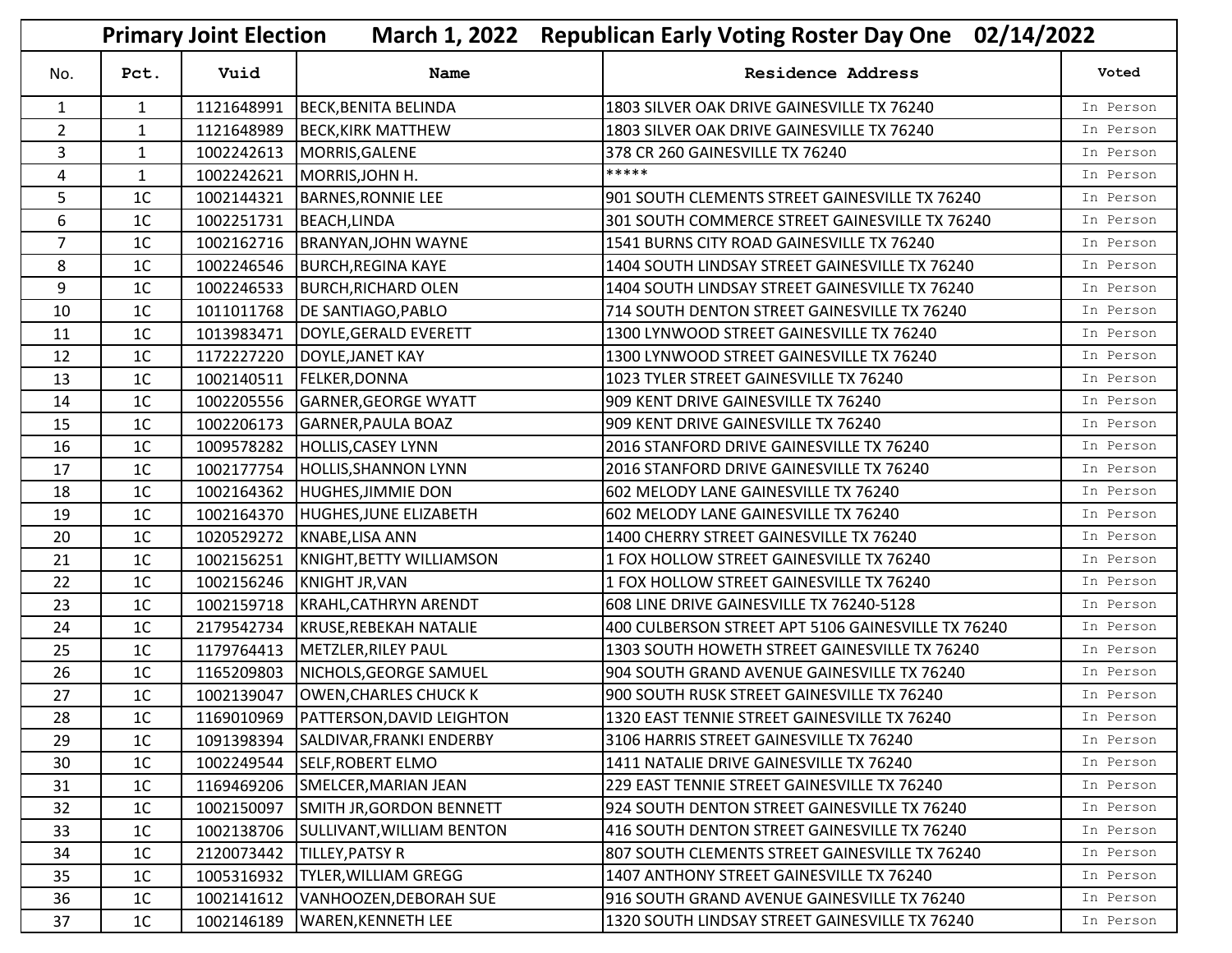## Primary Joint Election March 1, 2022 Republican Early Voting Roster Day One 02/14/2022

| No. | Pct. | Vuid | Name | Residence Address | Voted |
|---|---|---|---|---|---|
| 1 | 1 | 1121648991 | BECK,BENITA BELINDA | 1803 SILVER OAK DRIVE GAINESVILLE TX 76240 | In Person |
| 2 | 1 | 1121648989 | BECK,KIRK MATTHEW | 1803 SILVER OAK DRIVE GAINESVILLE TX 76240 | In Person |
| 3 | 1 | 1002242613 | MORRIS,GALENE | 378 CR 260 GAINESVILLE TX 76240 | In Person |
| 4 | 1 | 1002242621 | MORRIS,JOHN H. | ***** | In Person |
| 5 | 1C | 1002144321 | BARNES,RONNIE LEE | 901 SOUTH CLEMENTS STREET GAINESVILLE TX 76240 | In Person |
| 6 | 1C | 1002251731 | BEACH,LINDA | 301 SOUTH COMMERCE STREET GAINESVILLE TX 76240 | In Person |
| 7 | 1C | 1002162716 | BRANYAN,JOHN WAYNE | 1541 BURNS CITY ROAD GAINESVILLE TX 76240 | In Person |
| 8 | 1C | 1002246546 | BURCH,REGINA KAYE | 1404 SOUTH LINDSAY STREET GAINESVILLE TX 76240 | In Person |
| 9 | 1C | 1002246533 | BURCH,RICHARD OLEN | 1404 SOUTH LINDSAY STREET GAINESVILLE TX 76240 | In Person |
| 10 | 1C | 1011011768 | DE SANTIAGO,PABLO | 714 SOUTH DENTON STREET GAINESVILLE TX 76240 | In Person |
| 11 | 1C | 1013983471 | DOYLE,GERALD EVERETT | 1300 LYNWOOD STREET GAINESVILLE TX 76240 | In Person |
| 12 | 1C | 1172227220 | DOYLE,JANET KAY | 1300 LYNWOOD STREET GAINESVILLE TX 76240 | In Person |
| 13 | 1C | 1002140511 | FELKER,DONNA | 1023 TYLER STREET GAINESVILLE TX 76240 | In Person |
| 14 | 1C | 1002205556 | GARNER,GEORGE WYATT | 909 KENT DRIVE GAINESVILLE TX 76240 | In Person |
| 15 | 1C | 1002206173 | GARNER,PAULA BOAZ | 909 KENT DRIVE GAINESVILLE TX 76240 | In Person |
| 16 | 1C | 1009578282 | HOLLIS,CASEY LYNN | 2016 STANFORD DRIVE GAINESVILLE TX 76240 | In Person |
| 17 | 1C | 1002177754 | HOLLIS,SHANNON LYNN | 2016 STANFORD DRIVE GAINESVILLE TX 76240 | In Person |
| 18 | 1C | 1002164362 | HUGHES,JIMMIE DON | 602 MELODY LANE GAINESVILLE TX 76240 | In Person |
| 19 | 1C | 1002164370 | HUGHES,JUNE ELIZABETH | 602 MELODY LANE GAINESVILLE TX 76240 | In Person |
| 20 | 1C | 1020529272 | KNABE,LISA ANN | 1400 CHERRY STREET GAINESVILLE TX 76240 | In Person |
| 21 | 1C | 1002156251 | KNIGHT,BETTY WILLIAMSON | 1 FOX HOLLOW STREET GAINESVILLE TX 76240 | In Person |
| 22 | 1C | 1002156246 | KNIGHT JR,VAN | 1 FOX HOLLOW STREET GAINESVILLE TX 76240 | In Person |
| 23 | 1C | 1002159718 | KRAHL,CATHRYN ARENDT | 608 LINE DRIVE GAINESVILLE TX 76240-5128 | In Person |
| 24 | 1C | 2179542734 | KRUSE,REBEKAH NATALIE | 400 CULBERSON STREET APT 5106 GAINESVILLE TX 76240 | In Person |
| 25 | 1C | 1179764413 | METZLER,RILEY PAUL | 1303 SOUTH HOWETH STREET GAINESVILLE TX 76240 | In Person |
| 26 | 1C | 1165209803 | NICHOLS,GEORGE SAMUEL | 904 SOUTH GRAND AVENUE GAINESVILLE TX 76240 | In Person |
| 27 | 1C | 1002139047 | OWEN,CHARLES CHUCK K | 900 SOUTH RUSK STREET GAINESVILLE TX 76240 | In Person |
| 28 | 1C | 1169010969 | PATTERSON,DAVID LEIGHTON | 1320 EAST TENNIE STREET GAINESVILLE TX 76240 | In Person |
| 29 | 1C | 1091398394 | SALDIVAR,FRANKI ENDERBY | 3106 HARRIS STREET GAINESVILLE TX 76240 | In Person |
| 30 | 1C | 1002249544 | SELF,ROBERT ELMO | 1411 NATALIE DRIVE GAINESVILLE TX 76240 | In Person |
| 31 | 1C | 1169469206 | SMELCER,MARIAN JEAN | 229 EAST TENNIE STREET GAINESVILLE TX 76240 | In Person |
| 32 | 1C | 1002150097 | SMITH JR,GORDON BENNETT | 924 SOUTH DENTON STREET GAINESVILLE TX 76240 | In Person |
| 33 | 1C | 1002138706 | SULLIVANT,WILLIAM BENTON | 416 SOUTH DENTON STREET GAINESVILLE TX 76240 | In Person |
| 34 | 1C | 2120073442 | TILLEY,PATSY R | 807 SOUTH CLEMENTS STREET GAINESVILLE TX 76240 | In Person |
| 35 | 1C | 1005316932 | TYLER,WILLIAM GREGG | 1407 ANTHONY STREET GAINESVILLE TX 76240 | In Person |
| 36 | 1C | 1002141612 | VANHOOZEN,DEBORAH SUE | 916 SOUTH GRAND AVENUE GAINESVILLE TX 76240 | In Person |
| 37 | 1C | 1002146189 | WAREN,KENNETH LEE | 1320 SOUTH LINDSAY STREET GAINESVILLE TX 76240 | In Person |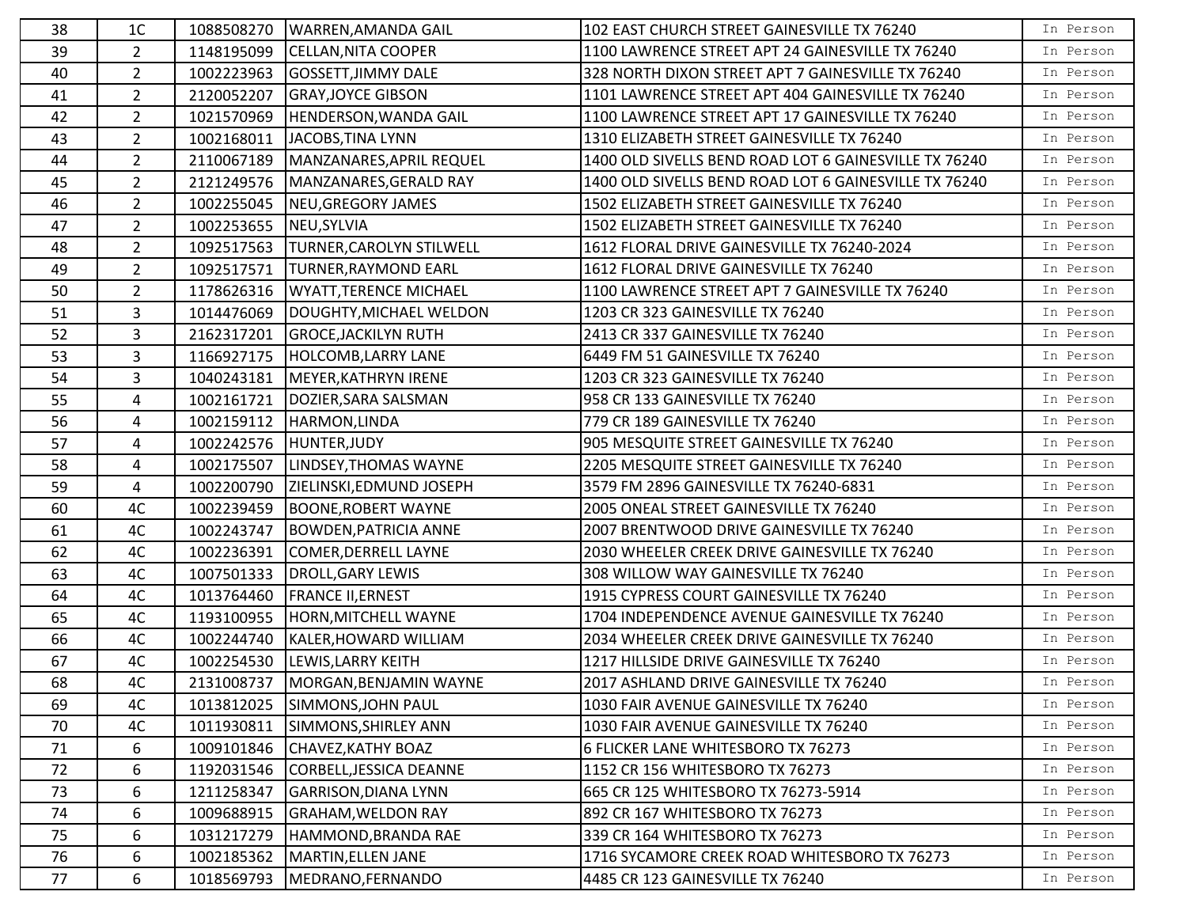| 38 | 1C | 1088508270 | WARREN,AMANDA GAIL | 102 EAST CHURCH STREET GAINESVILLE TX 76240 | In Person |
|---|---|---|---|---|---|
| 39 | 2 | 1148195099 | CELLAN,NITA COOPER | 1100 LAWRENCE STREET APT 24 GAINESVILLE TX 76240 | In Person |
| 40 | 2 | 1002223963 | GOSSETT,JIMMY DALE | 328 NORTH DIXON STREET APT 7 GAINESVILLE TX 76240 | In Person |
| 41 | 2 | 2120052207 | GRAY,JOYCE GIBSON | 1101 LAWRENCE STREET APT 404 GAINESVILLE TX 76240 | In Person |
| 42 | 2 | 1021570969 | HENDERSON,WANDA GAIL | 1100 LAWRENCE STREET APT 17 GAINESVILLE TX 76240 | In Person |
| 43 | 2 | 1002168011 | JACOBS,TINA LYNN | 1310 ELIZABETH STREET GAINESVILLE TX 76240 | In Person |
| 44 | 2 | 2110067189 | MANZANARES,APRIL REQUEL | 1400 OLD SIVELLS BEND ROAD LOT 6 GAINESVILLE TX 76240 | In Person |
| 45 | 2 | 2121249576 | MANZANARES,GERALD RAY | 1400 OLD SIVELLS BEND ROAD LOT 6 GAINESVILLE TX 76240 | In Person |
| 46 | 2 | 1002255045 | NEU,GREGORY JAMES | 1502 ELIZABETH STREET GAINESVILLE TX 76240 | In Person |
| 47 | 2 | 1002253655 | NEU,SYLVIA | 1502 ELIZABETH STREET GAINESVILLE TX 76240 | In Person |
| 48 | 2 | 1092517563 | TURNER,CAROLYN STILWELL | 1612 FLORAL DRIVE GAINESVILLE TX 76240-2024 | In Person |
| 49 | 2 | 1092517571 | TURNER,RAYMOND EARL | 1612 FLORAL DRIVE GAINESVILLE TX 76240 | In Person |
| 50 | 2 | 1178626316 | WYATT,TERENCE MICHAEL | 1100 LAWRENCE STREET APT 7 GAINESVILLE TX 76240 | In Person |
| 51 | 3 | 1014476069 | DOUGHTY,MICHAEL WELDON | 1203 CR 323 GAINESVILLE TX 76240 | In Person |
| 52 | 3 | 2162317201 | GROCE,JACKILYN RUTH | 2413 CR 337 GAINESVILLE TX 76240 | In Person |
| 53 | 3 | 1166927175 | HOLCOMB,LARRY LANE | 6449 FM 51 GAINESVILLE TX 76240 | In Person |
| 54 | 3 | 1040243181 | MEYER,KATHRYN IRENE | 1203 CR 323 GAINESVILLE TX 76240 | In Person |
| 55 | 4 | 1002161721 | DOZIER,SARA SALSMAN | 958 CR 133 GAINESVILLE TX 76240 | In Person |
| 56 | 4 | 1002159112 | HARMON,LINDA | 779 CR 189 GAINESVILLE TX 76240 | In Person |
| 57 | 4 | 1002242576 | HUNTER,JUDY | 905 MESQUITE STREET GAINESVILLE TX 76240 | In Person |
| 58 | 4 | 1002175507 | LINDSEY,THOMAS WAYNE | 2205 MESQUITE STREET GAINESVILLE TX 76240 | In Person |
| 59 | 4 | 1002200790 | ZIELINSKI,EDMUND JOSEPH | 3579 FM 2896 GAINESVILLE TX 76240-6831 | In Person |
| 60 | 4C | 1002239459 | BOONE,ROBERT WAYNE | 2005 ONEAL STREET GAINESVILLE TX 76240 | In Person |
| 61 | 4C | 1002243747 | BOWDEN,PATRICIA ANNE | 2007 BRENTWOOD DRIVE GAINESVILLE TX 76240 | In Person |
| 62 | 4C | 1002236391 | COMER,DERRELL LAYNE | 2030 WHEELER CREEK DRIVE GAINESVILLE TX 76240 | In Person |
| 63 | 4C | 1007501333 | DROLL,GARY LEWIS | 308 WILLOW WAY GAINESVILLE TX 76240 | In Person |
| 64 | 4C | 1013764460 | FRANCE II,ERNEST | 1915 CYPRESS COURT GAINESVILLE TX 76240 | In Person |
| 65 | 4C | 1193100955 | HORN,MITCHELL WAYNE | 1704 INDEPENDENCE AVENUE GAINESVILLE TX 76240 | In Person |
| 66 | 4C | 1002244740 | KALER,HOWARD WILLIAM | 2034 WHEELER CREEK DRIVE GAINESVILLE TX 76240 | In Person |
| 67 | 4C | 1002254530 | LEWIS,LARRY KEITH | 1217 HILLSIDE DRIVE GAINESVILLE TX 76240 | In Person |
| 68 | 4C | 2131008737 | MORGAN,BENJAMIN WAYNE | 2017 ASHLAND DRIVE GAINESVILLE TX 76240 | In Person |
| 69 | 4C | 1013812025 | SIMMONS,JOHN PAUL | 1030 FAIR AVENUE GAINESVILLE TX 76240 | In Person |
| 70 | 4C | 1011930811 | SIMMONS,SHIRLEY ANN | 1030 FAIR AVENUE GAINESVILLE TX 76240 | In Person |
| 71 | 6 | 1009101846 | CHAVEZ,KATHY BOAZ | 6 FLICKER LANE WHITESBORO TX 76273 | In Person |
| 72 | 6 | 1192031546 | CORBELL,JESSICA DEANNE | 1152 CR 156 WHITESBORO TX 76273 | In Person |
| 73 | 6 | 1211258347 | GARRISON,DIANA LYNN | 665 CR 125 WHITESBORO TX 76273-5914 | In Person |
| 74 | 6 | 1009688915 | GRAHAM,WELDON RAY | 892 CR 167 WHITESBORO TX 76273 | In Person |
| 75 | 6 | 1031217279 | HAMMOND,BRANDA RAE | 339 CR 164 WHITESBORO TX 76273 | In Person |
| 76 | 6 | 1002185362 | MARTIN,ELLEN JANE | 1716 SYCAMORE CREEK ROAD WHITESBORO TX 76273 | In Person |
| 77 | 6 | 1018569793 | MEDRANO,FERNANDO | 4485 CR 123 GAINESVILLE TX 76240 | In Person |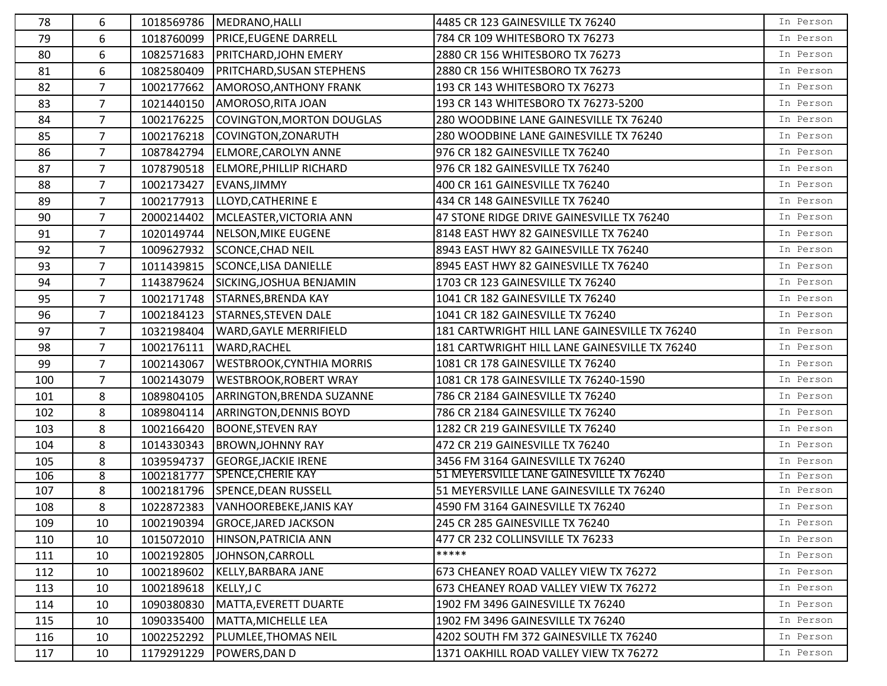| | | | | | |
|---|---|---|---|---|---|
| 78 | 6 | 1018569786 | MEDRANO,HALLI | 4485 CR 123 GAINESVILLE TX 76240 | In Person |
| 79 | 6 | 1018760099 | PRICE,EUGENE DARRELL | 784 CR 109 WHITESBORO TX 76273 | In Person |
| 80 | 6 | 1082571683 | PRITCHARD,JOHN EMERY | 2880 CR 156 WHITESBORO TX 76273 | In Person |
| 81 | 6 | 1082580409 | PRITCHARD,SUSAN STEPHENS | 2880 CR 156 WHITESBORO TX 76273 | In Person |
| 82 | 7 | 1002177662 | AMOROSO,ANTHONY FRANK | 193 CR 143 WHITESBORO TX 76273 | In Person |
| 83 | 7 | 1021440150 | AMOROSO,RITA JOAN | 193 CR 143 WHITESBORO TX 76273-5200 | In Person |
| 84 | 7 | 1002176225 | COVINGTON,MORTON DOUGLAS | 280 WOODBINE LANE GAINESVILLE TX 76240 | In Person |
| 85 | 7 | 1002176218 | COVINGTON,ZONARUTH | 280 WOODBINE LANE GAINESVILLE TX 76240 | In Person |
| 86 | 7 | 1087842794 | ELMORE,CAROLYN ANNE | 976 CR 182 GAINESVILLE TX 76240 | In Person |
| 87 | 7 | 1078790518 | ELMORE,PHILLIP RICHARD | 976 CR 182 GAINESVILLE TX 76240 | In Person |
| 88 | 7 | 1002173427 | EVANS,JIMMY | 400 CR 161 GAINESVILLE TX 76240 | In Person |
| 89 | 7 | 1002177913 | LLOYD,CATHERINE E | 434 CR 148 GAINESVILLE TX 76240 | In Person |
| 90 | 7 | 2000214402 | MCLEASTER,VICTORIA ANN | 47 STONE RIDGE DRIVE GAINESVILLE TX 76240 | In Person |
| 91 | 7 | 1020149744 | NELSON,MIKE EUGENE | 8148 EAST HWY 82 GAINESVILLE TX 76240 | In Person |
| 92 | 7 | 1009627932 | SCONCE,CHAD NEIL | 8943 EAST HWY 82 GAINESVILLE TX 76240 | In Person |
| 93 | 7 | 1011439815 | SCONCE,LISA DANIELLE | 8945 EAST HWY 82 GAINESVILLE TX 76240 | In Person |
| 94 | 7 | 1143879624 | SICKING,JOSHUA BENJAMIN | 1703 CR 123 GAINESVILLE TX 76240 | In Person |
| 95 | 7 | 1002171748 | STARNES,BRENDA KAY | 1041 CR 182 GAINESVILLE TX 76240 | In Person |
| 96 | 7 | 1002184123 | STARNES,STEVEN DALE | 1041 CR 182 GAINESVILLE TX 76240 | In Person |
| 97 | 7 | 1032198404 | WARD,GAYLE MERRIFIELD | 181 CARTWRIGHT HILL LANE GAINESVILLE TX 76240 | In Person |
| 98 | 7 | 1002176111 | WARD,RACHEL | 181 CARTWRIGHT HILL LANE GAINESVILLE TX 76240 | In Person |
| 99 | 7 | 1002143067 | WESTBROOK,CYNTHIA MORRIS | 1081 CR 178 GAINESVILLE TX 76240 | In Person |
| 100 | 7 | 1002143079 | WESTBROOK,ROBERT WRAY | 1081 CR 178 GAINESVILLE TX 76240-1590 | In Person |
| 101 | 8 | 1089804105 | ARRINGTON,BRENDA SUZANNE | 786 CR 2184 GAINESVILLE TX 76240 | In Person |
| 102 | 8 | 1089804114 | ARRINGTON,DENNIS BOYD | 786 CR 2184 GAINESVILLE TX 76240 | In Person |
| 103 | 8 | 1002166420 | BOONE,STEVEN RAY | 1282 CR 219 GAINESVILLE TX 76240 | In Person |
| 104 | 8 | 1014330343 | BROWN,JOHNNY RAY | 472 CR 219 GAINESVILLE TX 76240 | In Person |
| 105 | 8 | 1039594737 | GEORGE,JACKIE IRENE | 3456 FM 3164 GAINESVILLE TX 76240 | In Person |
| 106 | 8 | 1002181777 | SPENCE,CHERIE KAY | 51 MEYERSVILLE LANE GAINESVILLE TX 76240 | In Person |
| 107 | 8 | 1002181796 | SPENCE,DEAN RUSSELL | 51 MEYERSVILLE LANE GAINESVILLE TX 76240 | In Person |
| 108 | 8 | 1022872383 | VANHOOREBEKE,JANIS KAY | 4590 FM 3164 GAINESVILLE TX 76240 | In Person |
| 109 | 10 | 1002190394 | GROCE,JARED JACKSON | 245 CR 285 GAINESVILLE TX 76240 | In Person |
| 110 | 10 | 1015072010 | HINSON,PATRICIA ANN | 477 CR 232 COLLINSVILLE TX 76233 | In Person |
| 111 | 10 | 1002192805 | JOHNSON,CARROLL | ***** | In Person |
| 112 | 10 | 1002189602 | KELLY,BARBARA JANE | 673 CHEANEY ROAD VALLEY VIEW TX 76272 | In Person |
| 113 | 10 | 1002189618 | KELLY,J C | 673 CHEANEY ROAD VALLEY VIEW TX 76272 | In Person |
| 114 | 10 | 1090380830 | MATTA,EVERETT DUARTE | 1902 FM 3496 GAINESVILLE TX 76240 | In Person |
| 115 | 10 | 1090335400 | MATTA,MICHELLE LEA | 1902 FM 3496 GAINESVILLE TX 76240 | In Person |
| 116 | 10 | 1002252292 | PLUMLEE,THOMAS NEIL | 4202 SOUTH FM 372 GAINESVILLE TX 76240 | In Person |
| 117 | 10 | 1179291229 | POWERS,DAN D | 1371 OAKHILL ROAD VALLEY VIEW TX 76272 | In Person |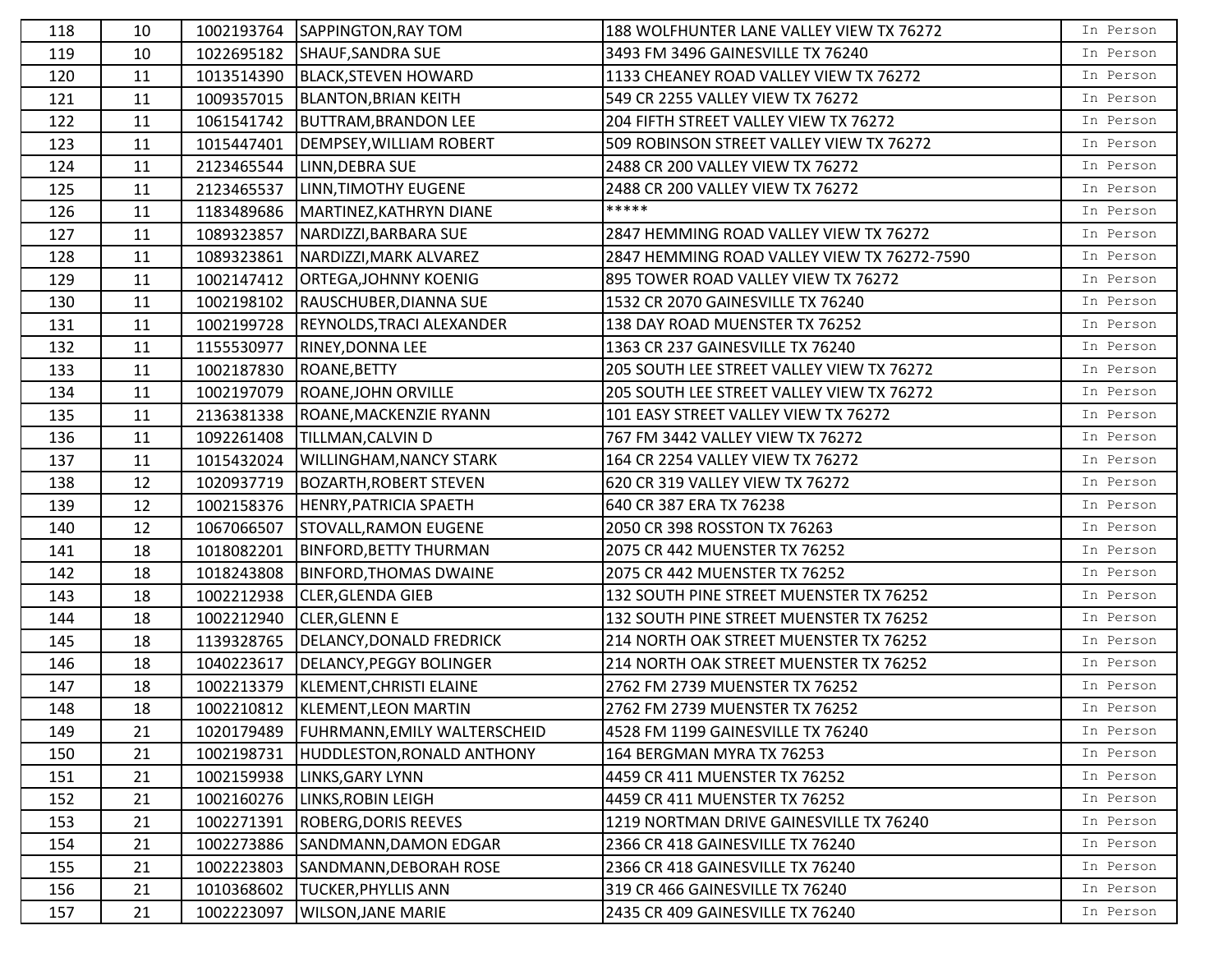| | | | | | |
|---|---|---|---|---|---|
| 118 | 10 | 1002193764 | SAPPINGTON,RAY TOM | 188 WOLFHUNTER LANE VALLEY VIEW TX 76272 | In Person |
| 119 | 10 | 1022695182 | SHAUF,SANDRA SUE | 3493 FM 3496 GAINESVILLE TX 76240 | In Person |
| 120 | 11 | 1013514390 | BLACK,STEVEN HOWARD | 1133 CHEANEY ROAD VALLEY VIEW TX 76272 | In Person |
| 121 | 11 | 1009357015 | BLANTON,BRIAN KEITH | 549 CR 2255 VALLEY VIEW TX 76272 | In Person |
| 122 | 11 | 1061541742 | BUTTRAM,BRANDON LEE | 204 FIFTH STREET VALLEY VIEW TX 76272 | In Person |
| 123 | 11 | 1015447401 | DEMPSEY,WILLIAM ROBERT | 509 ROBINSON STREET VALLEY VIEW TX 76272 | In Person |
| 124 | 11 | 2123465544 | LINN,DEBRA SUE | 2488 CR 200 VALLEY VIEW TX 76272 | In Person |
| 125 | 11 | 2123465537 | LINN,TIMOTHY EUGENE | 2488 CR 200 VALLEY VIEW TX 76272 | In Person |
| 126 | 11 | 1183489686 | MARTINEZ,KATHRYN DIANE | ***** | In Person |
| 127 | 11 | 1089323857 | NARDIZZI,BARBARA SUE | 2847 HEMMING ROAD VALLEY VIEW TX 76272 | In Person |
| 128 | 11 | 1089323861 | NARDIZZI,MARK ALVAREZ | 2847 HEMMING ROAD VALLEY VIEW TX 76272-7590 | In Person |
| 129 | 11 | 1002147412 | ORTEGA,JOHNNY KOENIG | 895 TOWER ROAD VALLEY VIEW TX 76272 | In Person |
| 130 | 11 | 1002198102 | RAUSCHUBER,DIANNA SUE | 1532 CR 2070 GAINESVILLE TX 76240 | In Person |
| 131 | 11 | 1002199728 | REYNOLDS,TRACI ALEXANDER | 138 DAY ROAD MUENSTER TX 76252 | In Person |
| 132 | 11 | 1155530977 | RINEY,DONNA LEE | 1363 CR 237 GAINESVILLE TX 76240 | In Person |
| 133 | 11 | 1002187830 | ROANE,BETTY | 205 SOUTH LEE STREET VALLEY VIEW TX 76272 | In Person |
| 134 | 11 | 1002197079 | ROANE,JOHN ORVILLE | 205 SOUTH LEE STREET VALLEY VIEW TX 76272 | In Person |
| 135 | 11 | 2136381338 | ROANE,MACKENZIE RYANN | 101 EASY STREET VALLEY VIEW TX 76272 | In Person |
| 136 | 11 | 1092261408 | TILLMAN,CALVIN D | 767 FM 3442 VALLEY VIEW TX 76272 | In Person |
| 137 | 11 | 1015432024 | WILLINGHAM,NANCY STARK | 164 CR 2254 VALLEY VIEW TX 76272 | In Person |
| 138 | 12 | 1020937719 | BOZARTH,ROBERT STEVEN | 620 CR 319 VALLEY VIEW TX 76272 | In Person |
| 139 | 12 | 1002158376 | HENRY,PATRICIA SPAETH | 640 CR 387 ERA TX 76238 | In Person |
| 140 | 12 | 1067066507 | STOVALL,RAMON EUGENE | 2050 CR 398 ROSSTON TX 76263 | In Person |
| 141 | 18 | 1018082201 | BINFORD,BETTY THURMAN | 2075 CR 442 MUENSTER TX 76252 | In Person |
| 142 | 18 | 1018243808 | BINFORD,THOMAS DWAINE | 2075 CR 442 MUENSTER TX 76252 | In Person |
| 143 | 18 | 1002212938 | CLER,GLENDA GIEB | 132 SOUTH PINE STREET MUENSTER TX 76252 | In Person |
| 144 | 18 | 1002212940 | CLER,GLENN E | 132 SOUTH PINE STREET MUENSTER TX 76252 | In Person |
| 145 | 18 | 1139328765 | DELANCY,DONALD FREDRICK | 214 NORTH OAK STREET MUENSTER TX 76252 | In Person |
| 146 | 18 | 1040223617 | DELANCY,PEGGY BOLINGER | 214 NORTH OAK STREET MUENSTER TX 76252 | In Person |
| 147 | 18 | 1002213379 | KLEMENT,CHRISTI ELAINE | 2762 FM 2739 MUENSTER TX 76252 | In Person |
| 148 | 18 | 1002210812 | KLEMENT,LEON MARTIN | 2762 FM 2739 MUENSTER TX 76252 | In Person |
| 149 | 21 | 1020179489 | FUHRMANN,EMILY WALTERSCHEID | 4528 FM 1199 GAINESVILLE TX 76240 | In Person |
| 150 | 21 | 1002198731 | HUDDLESTON,RONALD ANTHONY | 164 BERGMAN MYRA TX 76253 | In Person |
| 151 | 21 | 1002159938 | LINKS,GARY LYNN | 4459 CR 411 MUENSTER TX 76252 | In Person |
| 152 | 21 | 1002160276 | LINKS,ROBIN LEIGH | 4459 CR 411 MUENSTER TX 76252 | In Person |
| 153 | 21 | 1002271391 | ROBERG,DORIS REEVES | 1219 NORTMAN DRIVE GAINESVILLE TX 76240 | In Person |
| 154 | 21 | 1002273886 | SANDMANN,DAMON EDGAR | 2366 CR 418 GAINESVILLE TX 76240 | In Person |
| 155 | 21 | 1002223803 | SANDMANN,DEBORAH ROSE | 2366 CR 418 GAINESVILLE TX 76240 | In Person |
| 156 | 21 | 1010368602 | TUCKER,PHYLLIS ANN | 319 CR 466 GAINESVILLE TX 76240 | In Person |
| 157 | 21 | 1002223097 | WILSON,JANE MARIE | 2435 CR 409 GAINESVILLE TX 76240 | In Person |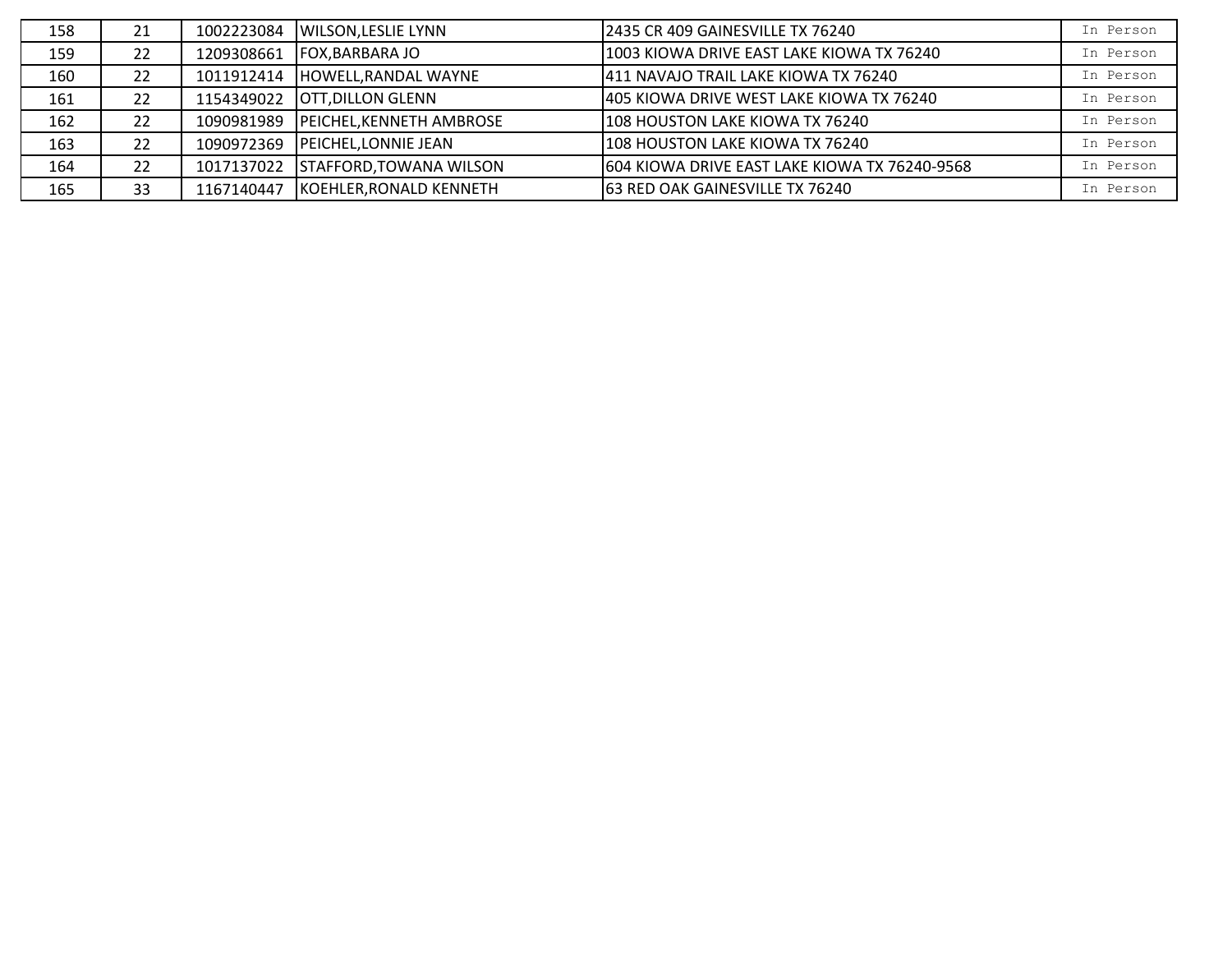| | | | | | |
|---|---|---|---|---|---|
| 158 | 21 | 1002223084 | WILSON,LESLIE LYNN | 2435 CR 409 GAINESVILLE TX 76240 | In Person |
| 159 | 22 | 1209308661 | FOX,BARBARA JO | 1003 KIOWA DRIVE EAST LAKE KIOWA TX 76240 | In Person |
| 160 | 22 | 1011912414 | HOWELL,RANDAL WAYNE | 411 NAVAJO TRAIL LAKE KIOWA TX 76240 | In Person |
| 161 | 22 | 1154349022 | OTT,DILLON GLENN | 405 KIOWA DRIVE WEST LAKE KIOWA TX 76240 | In Person |
| 162 | 22 | 1090981989 | PEICHEL,KENNETH AMBROSE | 108 HOUSTON LAKE KIOWA TX 76240 | In Person |
| 163 | 22 | 1090972369 | PEICHEL,LONNIE JEAN | 108 HOUSTON LAKE KIOWA TX 76240 | In Person |
| 164 | 22 | 1017137022 | STAFFORD,TOWANA WILSON | 604 KIOWA DRIVE EAST LAKE KIOWA TX 76240-9568 | In Person |
| 165 | 33 | 1167140447 | KOEHLER,RONALD KENNETH | 63 RED OAK GAINESVILLE TX 76240 | In Person |